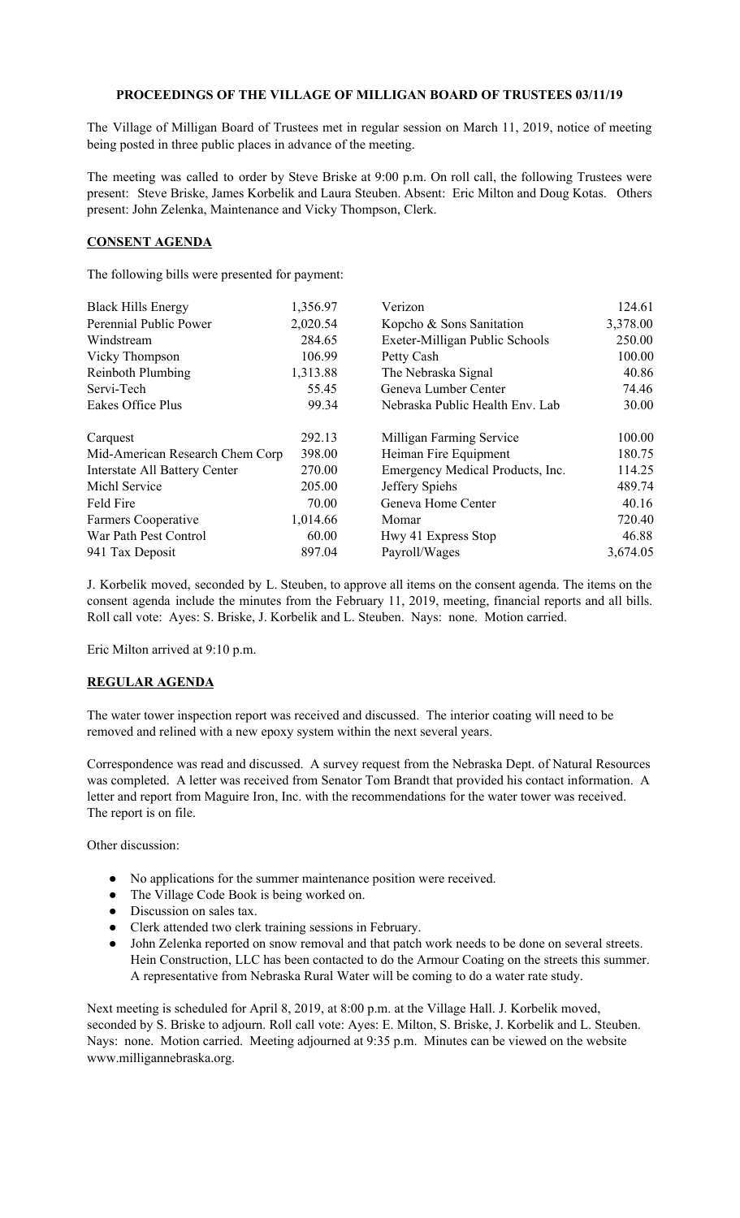**PROCEEDINGS OF THE VILLAGE OF MILLIGAN BOARD OF TRUSTEES 03/11/19**

The Village of Milligan Board of Trustees met in regular session on March 11, 2019, notice of meeting being posted in three public places in advance of the meeting.

The meeting was called to order by Steve Briske at 9:00 p.m. On roll call, the following Trustees were present: Steve Briske, James Korbelik and Laura Steuben. Absent: Eric Milton and Doug Kotas. Others present: John Zelenka, Maintenance and Vicky Thompson, Clerk.

## CONSENT AGENDA

The following bills were presented for payment:

| | | | |
|---|---|---|---|
| Black Hills Energy | 1,356.97 | Verizon | 124.61 |
| Perennial Public Power | 2,020.54 | Kopcho & Sons Sanitation | 3,378.00 |
| Windstream | 284.65 | Exeter-Milligan Public Schools | 250.00 |
| Vicky Thompson | 106.99 | Petty Cash | 100.00 |
| Reinboth Plumbing | 1,313.88 | The Nebraska Signal | 40.86 |
| Servi-Tech | 55.45 | Geneva Lumber Center | 74.46 |
| Eakes Office Plus | 99.34 | Nebraska Public Health Env. Lab | 30.00 |
| Carquest | 292.13 | Milligan Farming Service | 100.00 |
| Mid-American Research Chem Corp | 398.00 | Heiman Fire Equipment | 180.75 |
| Interstate All Battery Center | 270.00 | Emergency Medical Products, Inc. | 114.25 |
| Michl Service | 205.00 | Jeffery Spiehs | 489.74 |
| Feld Fire | 70.00 | Geneva Home Center | 40.16 |
| Farmers Cooperative | 1,014.66 | Momar | 720.40 |
| War Path Pest Control | 60.00 | Hwy 41 Express Stop | 46.88 |
| 941 Tax Deposit | 897.04 | Payroll/Wages | 3,674.05 |

J. Korbelik moved, seconded by L. Steuben, to approve all items on the consent agenda. The items on the consent agenda include the minutes from the February 11, 2019, meeting, financial reports and all bills. Roll call vote: Ayes: S. Briske, J. Korbelik and L. Steuben. Nays: none. Motion carried.

Eric Milton arrived at 9:10 p.m.

## REGULAR AGENDA

The water tower inspection report was received and discussed. The interior coating will need to be removed and relined with a new epoxy system within the next several years.

Correspondence was read and discussed. A survey request from the Nebraska Dept. of Natural Resources was completed. A letter was received from Senator Tom Brandt that provided his contact information. A letter and report from Maguire Iron, Inc. with the recommendations for the water tower was received. The report is on file.

Other discussion:

- No applications for the summer maintenance position were received.
- The Village Code Book is being worked on.
- Discussion on sales tax.
- Clerk attended two clerk training sessions in February.
- John Zelenka reported on snow removal and that patch work needs to be done on several streets. Hein Construction, LLC has been contacted to do the Armour Coating on the streets this summer. A representative from Nebraska Rural Water will be coming to do a water rate study.

Next meeting is scheduled for April 8, 2019, at 8:00 p.m. at the Village Hall. J. Korbelik moved, seconded by S. Briske to adjourn. Roll call vote: Ayes: E. Milton, S. Briske, J. Korbelik and L. Steuben. Nays: none. Motion carried. Meeting adjourned at 9:35 p.m. Minutes can be viewed on the website www.milligannebraska.org.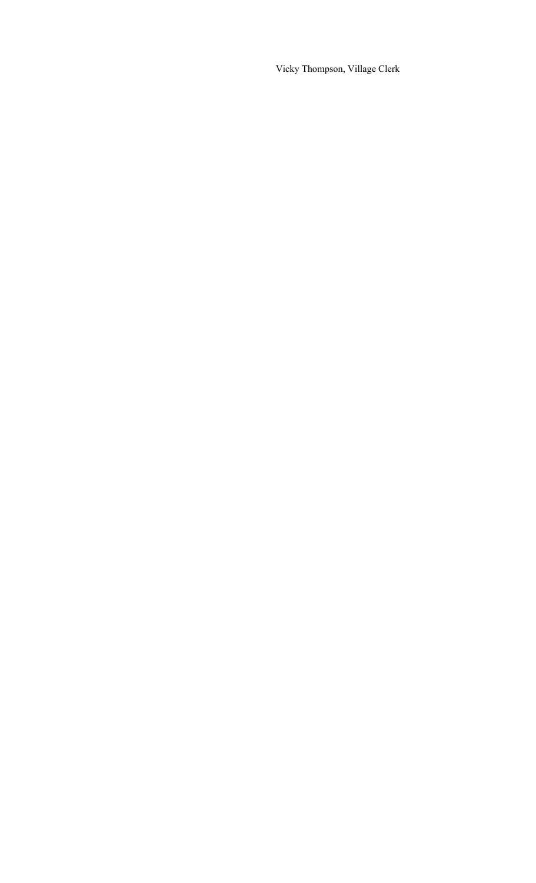Vicky Thompson, Village Clerk